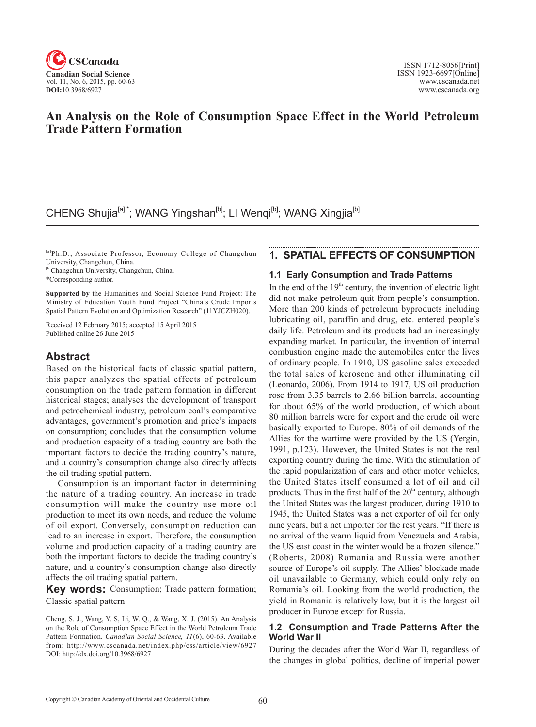# An Analysis on the Role of Consumption Space Effect in the World Petroleum Trade Pattern Formation

CHENG Shujia[a],*; WANG Yingshan[b]; LI Wenqi[b]; WANG Xingjia[b]

[a]Ph.D., Associate Professor, Economy College of Changchun University, Changchun, China.
[b]Changchun University, Changchun, China.
*Corresponding author.

**Supported by** the Humanities and Social Science Fund Project: The Ministry of Education Youth Fund Project "China's Crude Imports Spatial Pattern Evolution and Optimization Research" (11YJCZH020).

Received 12 February 2015; accepted 15 April 2015
Published online 26 June 2015

## Abstract

Based on the historical facts of classic spatial pattern, this paper analyzes the spatial effects of petroleum consumption on the trade pattern formation in different historical stages; analyses the development of transport and petrochemical industry, petroleum coal's comparative advantages, government's promotion and price's impacts on consumption; concludes that the consumption volume and production capacity of a trading country are both the important factors to decide the trading country's nature, and a country's consumption change also directly affects the oil trading spatial pattern.

Consumption is an important factor in determining the nature of a trading country. An increase in trade consumption will make the country use more oil production to meet its own needs, and reduce the volume of oil export. Conversely, consumption reduction can lead to an increase in export. Therefore, the consumption volume and production capacity of a trading country are both the important factors to decide the trading country's nature, and a country's consumption change also directly affects the oil trading spatial pattern.

**Key words:** Consumption; Trade pattern formation; Classic spatial pattern

Cheng, S. J., Wang, Y. S, Li, W. Q., & Wang, X. J. (2015). An Analysis on the Role of Consumption Space Effect in the World Petroleum Trade Pattern Formation. *Canadian Social Science*, *11*(6), 60-63. Available from: http://www.cscanada.net/index.php/css/article/view/6927 DOI: http://dx.doi.org/10.3968/6927

## 1. SPATIAL EFFECTS OF CONSUMPTION

### 1.1 Early Consumption and Trade Patterns

In the end of the 19th century, the invention of electric light did not make petroleum quit from people's consumption. More than 200 kinds of petroleum byproducts including lubricating oil, paraffin and drug, etc. entered people's daily life. Petroleum and its products had an increasingly expanding market. In particular, the invention of internal combustion engine made the automobiles enter the lives of ordinary people. In 1910, US gasoline sales exceeded the total sales of kerosene and other illuminating oil (Leonardo, 2006). From 1914 to 1917, US oil production rose from 3.35 barrels to 2.66 billion barrels, accounting for about 65% of the world production, of which about 80 million barrels were for export and the crude oil were basically exported to Europe. 80% of oil demands of the Allies for the wartime were provided by the US (Yergin, 1991, p.123). However, the United States is not the real exporting country during the time. With the stimulation of the rapid popularization of cars and other motor vehicles, the United States itself consumed a lot of oil and oil products. Thus in the first half of the 20th century, although the United States was the largest producer, during 1910 to 1945, the United States was a net exporter of oil for only nine years, but a net importer for the rest years. "If there is no arrival of the warm liquid from Venezuela and Arabia, the US east coast in the winter would be a frozen silence." (Roberts, 2008) Romania and Russia were another source of Europe's oil supply. The Allies' blockade made oil unavailable to Germany, which could only rely on Romania's oil. Looking from the world production, the yield in Romania is relatively low, but it is the largest oil producer in Europe except for Russia.

### 1.2 Consumption and Trade Patterns After the World War II

During the decades after the World War II, regardless of the changes in global politics, decline of imperial power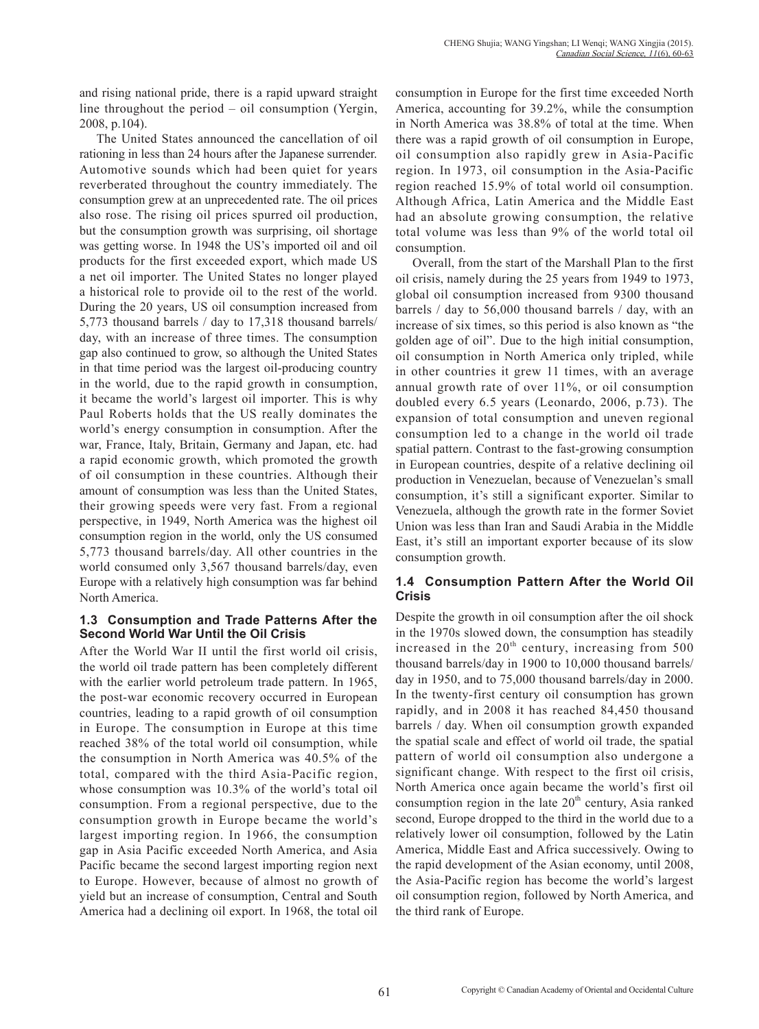and rising national pride, there is a rapid upward straight line throughout the period – oil consumption (Yergin, 2008, p.104).

The United States announced the cancellation of oil rationing in less than 24 hours after the Japanese surrender. Automotive sounds which had been quiet for years reverberated throughout the country immediately. The consumption grew at an unprecedented rate. The oil prices also rose. The rising oil prices spurred oil production, but the consumption growth was surprising, oil shortage was getting worse. In 1948 the US's imported oil and oil products for the first exceeded export, which made US a net oil importer. The United States no longer played a historical role to provide oil to the rest of the world. During the 20 years, US oil consumption increased from 5,773 thousand barrels / day to 17,318 thousand barrels/ day, with an increase of three times. The consumption gap also continued to grow, so although the United States in that time period was the largest oil-producing country in the world, due to the rapid growth in consumption, it became the world's largest oil importer. This is why Paul Roberts holds that the US really dominates the world's energy consumption in consumption. After the war, France, Italy, Britain, Germany and Japan, etc. had a rapid economic growth, which promoted the growth of oil consumption in these countries. Although their amount of consumption was less than the United States, their growing speeds were very fast. From a regional perspective, in 1949, North America was the highest oil consumption region in the world, only the US consumed 5,773 thousand barrels/day. All other countries in the world consumed only 3,567 thousand barrels/day, even Europe with a relatively high consumption was far behind North America.

### 1.3 Consumption and Trade Patterns After the Second World War Until the Oil Crisis

After the World War II until the first world oil crisis, the world oil trade pattern has been completely different with the earlier world petroleum trade pattern. In 1965, the post-war economic recovery occurred in European countries, leading to a rapid growth of oil consumption in Europe. The consumption in Europe at this time reached 38% of the total world oil consumption, while the consumption in North America was 40.5% of the total, compared with the third Asia-Pacific region, whose consumption was 10.3% of the world's total oil consumption. From a regional perspective, due to the consumption growth in Europe became the world's largest importing region. In 1966, the consumption gap in Asia Pacific exceeded North America, and Asia Pacific became the second largest importing region next to Europe. However, because of almost no growth of yield but an increase of consumption, Central and South America had a declining oil export. In 1968, the total oil consumption in Europe for the first time exceeded North America, accounting for 39.2%, while the consumption in North America was 38.8% of total at the time. When there was a rapid growth of oil consumption in Europe, oil consumption also rapidly grew in Asia-Pacific region. In 1973, oil consumption in the Asia-Pacific region reached 15.9% of total world oil consumption. Although Africa, Latin America and the Middle East had an absolute growing consumption, the relative total volume was less than 9% of the world total oil consumption.

Overall, from the start of the Marshall Plan to the first oil crisis, namely during the 25 years from 1949 to 1973, global oil consumption increased from 9300 thousand barrels / day to 56,000 thousand barrels / day, with an increase of six times, so this period is also known as "the golden age of oil". Due to the high initial consumption, oil consumption in North America only tripled, while in other countries it grew 11 times, with an average annual growth rate of over 11%, or oil consumption doubled every 6.5 years (Leonardo, 2006, p.73). The expansion of total consumption and uneven regional consumption led to a change in the world oil trade spatial pattern. Contrast to the fast-growing consumption in European countries, despite of a relative declining oil production in Venezuelan, because of Venezuelan's small consumption, it's still a significant exporter. Similar to Venezuela, although the growth rate in the former Soviet Union was less than Iran and Saudi Arabia in the Middle East, it's still an important exporter because of its slow consumption growth.

### 1.4 Consumption Pattern After the World Oil Crisis

Despite the growth in oil consumption after the oil shock in the 1970s slowed down, the consumption has steadily increased in the 20th century, increasing from 500 thousand barrels/day in 1900 to 10,000 thousand barrels/ day in 1950, and to 75,000 thousand barrels/day in 2000. In the twenty-first century oil consumption has grown rapidly, and in 2008 it has reached 84,450 thousand barrels / day. When oil consumption growth expanded the spatial scale and effect of world oil trade, the spatial pattern of world oil consumption also undergone a significant change. With respect to the first oil crisis, North America once again became the world's first oil consumption region in the late 20th century, Asia ranked second, Europe dropped to the third in the world due to a relatively lower oil consumption, followed by the Latin America, Middle East and Africa successively. Owing to the rapid development of the Asian economy, until 2008, the Asia-Pacific region has become the world's largest oil consumption region, followed by North America, and the third rank of Europe.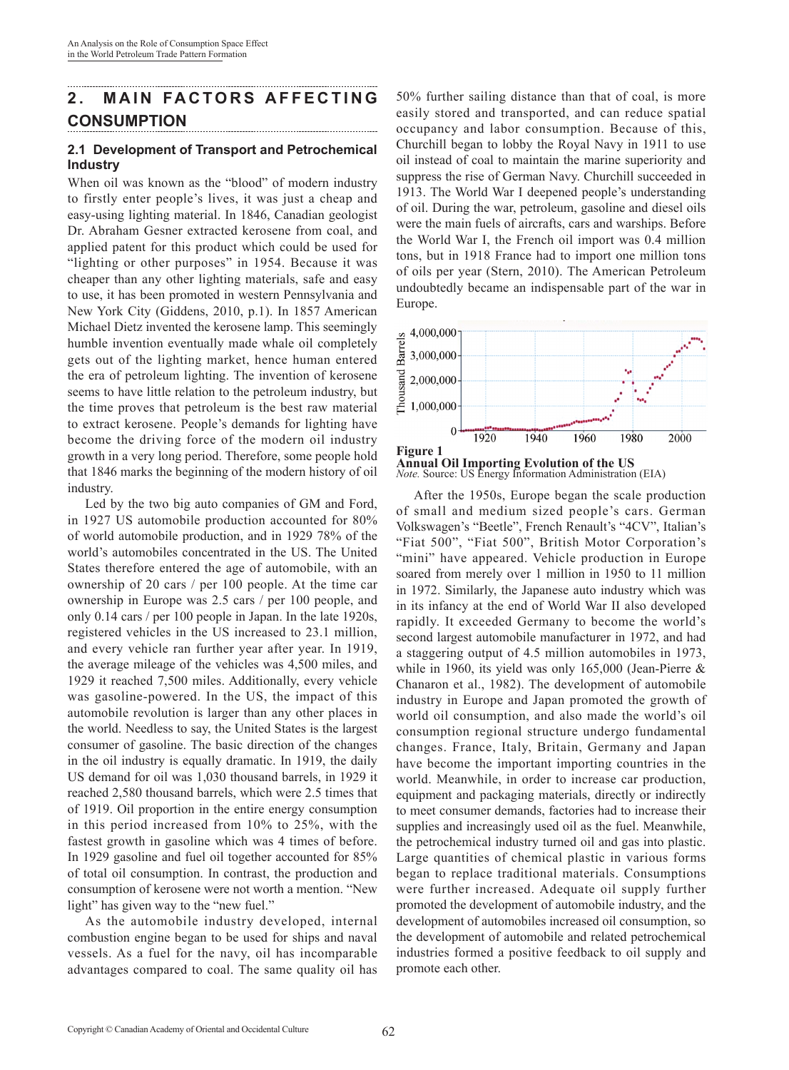## 2. MAIN FACTORS AFFECTING CONSUMPTION

### 2.1 Development of Transport and Petrochemical Industry

When oil was known as the "blood" of modern industry to firstly enter people's lives, it was just a cheap and easy-using lighting material. In 1846, Canadian geologist Dr. Abraham Gesner extracted kerosene from coal, and applied patent for this product which could be used for "lighting or other purposes" in 1954. Because it was cheaper than any other lighting materials, safe and easy to use, it has been promoted in western Pennsylvania and New York City (Giddens, 2010, p.1). In 1857 American Michael Dietz invented the kerosene lamp. This seemingly humble invention eventually made whale oil completely gets out of the lighting market, hence human entered the era of petroleum lighting. The invention of kerosene seems to have little relation to the petroleum industry, but the time proves that petroleum is the best raw material to extract kerosene. People's demands for lighting have become the driving force of the modern oil industry growth in a very long period. Therefore, some people hold that 1846 marks the beginning of the modern history of oil industry.

Led by the two big auto companies of GM and Ford, in 1927 US automobile production accounted for 80% of world automobile production, and in 1929 78% of the world's automobiles concentrated in the US. The United States therefore entered the age of automobile, with an ownership of 20 cars / per 100 people. At the time car ownership in Europe was 2.5 cars / per 100 people, and only 0.14 cars / per 100 people in Japan. In the late 1920s, registered vehicles in the US increased to 23.1 million, and every vehicle ran further year after year. In 1919, the average mileage of the vehicles was 4,500 miles, and 1929 it reached 7,500 miles. Additionally, every vehicle was gasoline-powered. In the US, the impact of this automobile revolution is larger than any other places in the world. Needless to say, the United States is the largest consumer of gasoline. The basic direction of the changes in the oil industry is equally dramatic. In 1919, the daily US demand for oil was 1,030 thousand barrels, in 1929 it reached 2,580 thousand barrels, which were 2.5 times that of 1919. Oil proportion in the entire energy consumption in this period increased from 10% to 25%, with the fastest growth in gasoline which was 4 times of before. In 1929 gasoline and fuel oil together accounted for 85% of total oil consumption. In contrast, the production and consumption of kerosene were not worth a mention. "New light" has given way to the "new fuel."

As the automobile industry developed, internal combustion engine began to be used for ships and naval vessels. As a fuel for the navy, oil has incomparable advantages compared to coal. The same quality oil has 50% further sailing distance than that of coal, is more easily stored and transported, and can reduce spatial occupancy and labor consumption. Because of this, Churchill began to lobby the Royal Navy in 1911 to use oil instead of coal to maintain the marine superiority and suppress the rise of German Navy. Churchill succeeded in 1913. The World War I deepened people's understanding of oil. During the war, petroleum, gasoline and diesel oils were the main fuels of aircrafts, cars and warships. Before the World War I, the French oil import was 0.4 million tons, but in 1918 France had to import one million tons of oils per year (Stern, 2010). The American Petroleum undoubtedly became an indispensable part of the war in Europe.

**Figure 1**
**Annual Oil Importing Evolution of the US**
*Note.* Source: US Energy Information Administration (EIA)

After the 1950s, Europe began the scale production of small and medium sized people's cars. German Volkswagen's "Beetle", French Renault's "4CV", Italian's "Fiat 500", "Fiat 500", British Motor Corporation's "mini" have appeared. Vehicle production in Europe soared from merely over 1 million in 1950 to 11 million in 1972. Similarly, the Japanese auto industry which was in its infancy at the end of World War II also developed rapidly. It exceeded Germany to become the world's second largest automobile manufacturer in 1972, and had a staggering output of 4.5 million automobiles in 1973, while in 1960, its yield was only 165,000 (Jean-Pierre & Chanaron et al., 1982). The development of automobile industry in Europe and Japan promoted the growth of world oil consumption, and also made the world's oil consumption regional structure undergo fundamental changes. France, Italy, Britain, Germany and Japan have become the important importing countries in the world. Meanwhile, in order to increase car production, equipment and packaging materials, directly or indirectly to meet consumer demands, factories had to increase their supplies and increasingly used oil as the fuel. Meanwhile, the petrochemical industry turned oil and gas into plastic. Large quantities of chemical plastic in various forms began to replace traditional materials. Consumptions were further increased. Adequate oil supply further promoted the development of automobile industry, and the development of automobiles increased oil consumption, so the development of automobile and related petrochemical industries formed a positive feedback to oil supply and promote each other.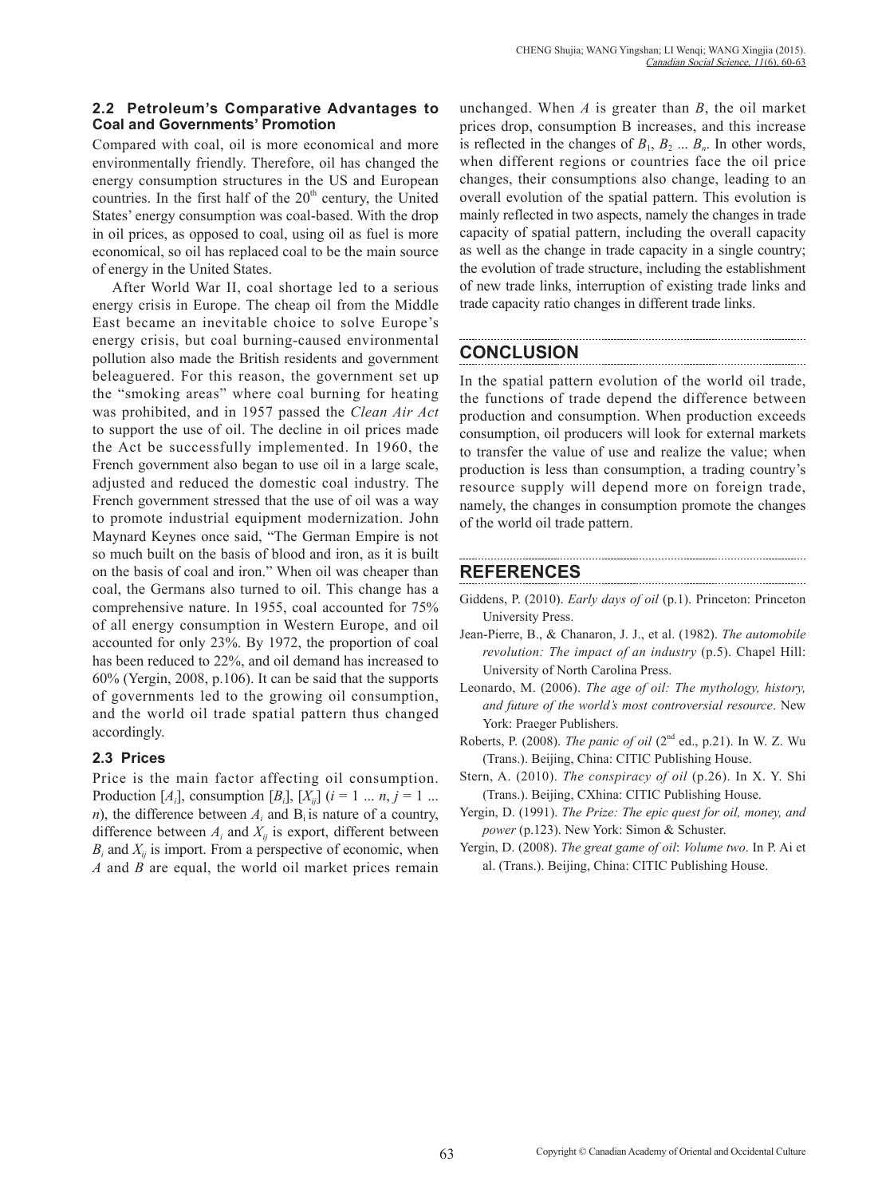### 2.2 Petroleum's Comparative Advantages to Coal and Governments' Promotion

Compared with coal, oil is more economical and more environmentally friendly. Therefore, oil has changed the energy consumption structures in the US and European countries. In the first half of the $20^{th}$ century, the United States' energy consumption was coal-based. With the drop in oil prices, as opposed to coal, using oil as fuel is more economical, so oil has replaced coal to be the main source of energy in the United States.

After World War II, coal shortage led to a serious energy crisis in Europe. The cheap oil from the Middle East became an inevitable choice to solve Europe's energy crisis, but coal burning-caused environmental pollution also made the British residents and government beleaguered. For this reason, the government set up the "smoking areas" where coal burning for heating was prohibited, and in 1957 passed the *Clean Air Act* to support the use of oil. The decline in oil prices made the Act be successfully implemented. In 1960, the French government also began to use oil in a large scale, adjusted and reduced the domestic coal industry. The French government stressed that the use of oil was a way to promote industrial equipment modernization. John Maynard Keynes once said, "The German Empire is not so much built on the basis of blood and iron, as it is built on the basis of coal and iron." When oil was cheaper than coal, the Germans also turned to oil. This change has a comprehensive nature. In 1955, coal accounted for 75% of all energy consumption in Western Europe, and oil accounted for only 23%. By 1972, the proportion of coal has been reduced to 22%, and oil demand has increased to 60% (Yergin, 2008, p.106). It can be said that the supports of governments led to the growing oil consumption, and the world oil trade spatial pattern thus changed accordingly.

### 2.3 Prices

Price is the main factor affecting oil consumption. Production [$A_i$], consumption [$B_i$], [$X_{ij}$] ($i = 1 \ldots n$, $j = 1 \ldots n$), the difference between $A_i$ and $B_i$ is nature of a country, difference between $A_i$ and $X_{ij}$ is export, different between $B_i$ and $X_{ij}$ is import. From a perspective of economic, when $A$ and $B$ are equal, the world oil market prices remain unchanged. When $A$ is greater than $B$, the oil market prices drop, consumption B increases, and this increase is reflected in the changes of $B_1$, $B_2$ ... $B_n$. In other words, when different regions or countries face the oil price changes, their consumptions also change, leading to an overall evolution of the spatial pattern. This evolution is mainly reflected in two aspects, namely the changes in trade capacity of spatial pattern, including the overall capacity as well as the change in trade capacity in a single country; the evolution of trade structure, including the establishment of new trade links, interruption of existing trade links and trade capacity ratio changes in different trade links.

## CONCLUSION

In the spatial pattern evolution of the world oil trade, the functions of trade depend the difference between production and consumption. When production exceeds consumption, oil producers will look for external markets to transfer the value of use and realize the value; when production is less than consumption, a trading country's resource supply will depend more on foreign trade, namely, the changes in consumption promote the changes of the world oil trade pattern.

## REFERENCES

Giddens, P. (2010). *Early days of oil* (p.1). Princeton: Princeton University Press.

Jean-Pierre, B., & Chanaron, J. J., et al. (1982). *The automobile revolution: The impact of an industry* (p.5). Chapel Hill: University of North Carolina Press.

Leonardo, M. (2006). *The age of oil: The mythology, history, and future of the world's most controversial resource*. New York: Praeger Publishers.

Roberts, P. (2008). *The panic of oil* ($2^{nd}$ ed., p.21). In W. Z. Wu (Trans.). Beijing, China: CITIC Publishing House.

Stern, A. (2010). *The conspiracy of oil* (p.26). In X. Y. Shi (Trans.). Beijing, CXhina: CITIC Publishing House.

Yergin, D. (1991). *The Prize: The epic quest for oil, money, and power* (p.123). New York: Simon & Schuster.

Yergin, D. (2008). *The great game of oil*: *Volume two*. In P. Ai et al. (Trans.). Beijing, China: CITIC Publishing House.